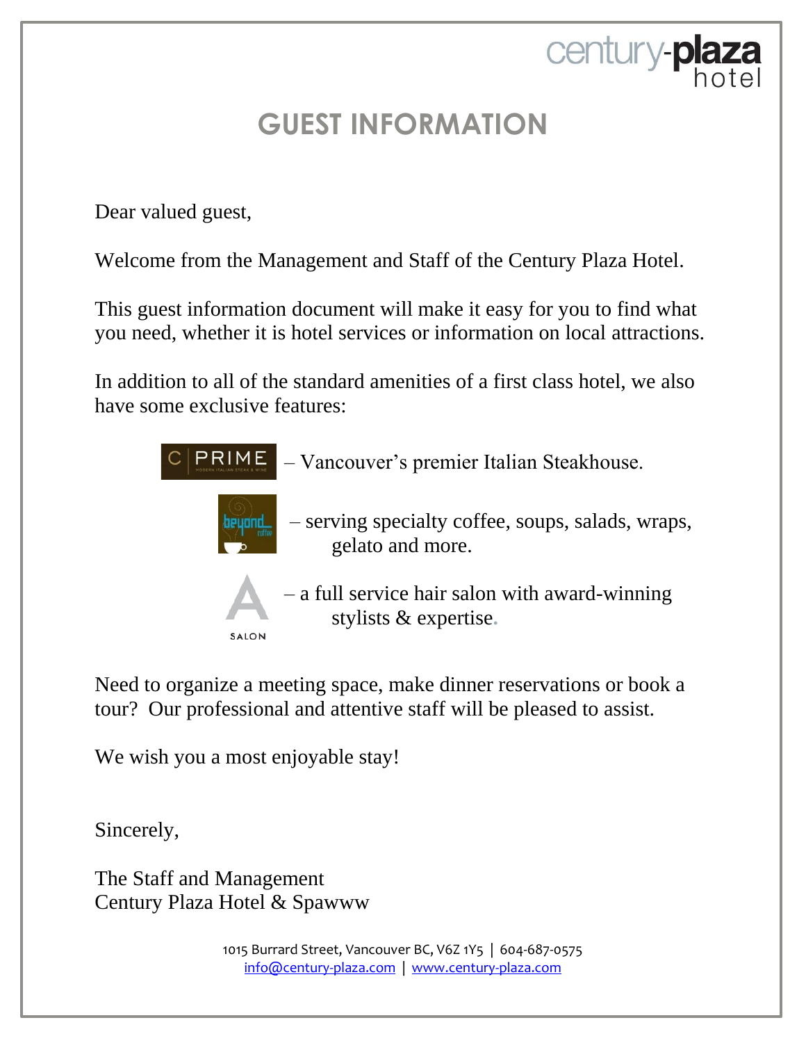century-plaza hotel

# GUEST INFORMATION

Dear valued guest,

Welcome from the Management and Staff of the Century Plaza Hotel.

This guest information document will make it easy for you to find what you need, whether it is hotel services or information on local attractions.

In addition to all of the standard amenities of a first class hotel, we also have some exclusive features:

C|PRIME – Vancouver's premier Italian Steakhouse.

beyond coffee – serving specialty coffee, soups, salads, wraps, gelato and more.

A SALON – a full service hair salon with award-winning stylists & expertise.

Need to organize a meeting space, make dinner reservations or book a tour? Our professional and attentive staff will be pleased to assist.

We wish you a most enjoyable stay!

Sincerely,

The Staff and Management
Century Plaza Hotel & Spawww

1015 Burrard Street, Vancouver BC, V6Z 1Y5 | 604-687-0575
info@century-plaza.com | www.century-plaza.com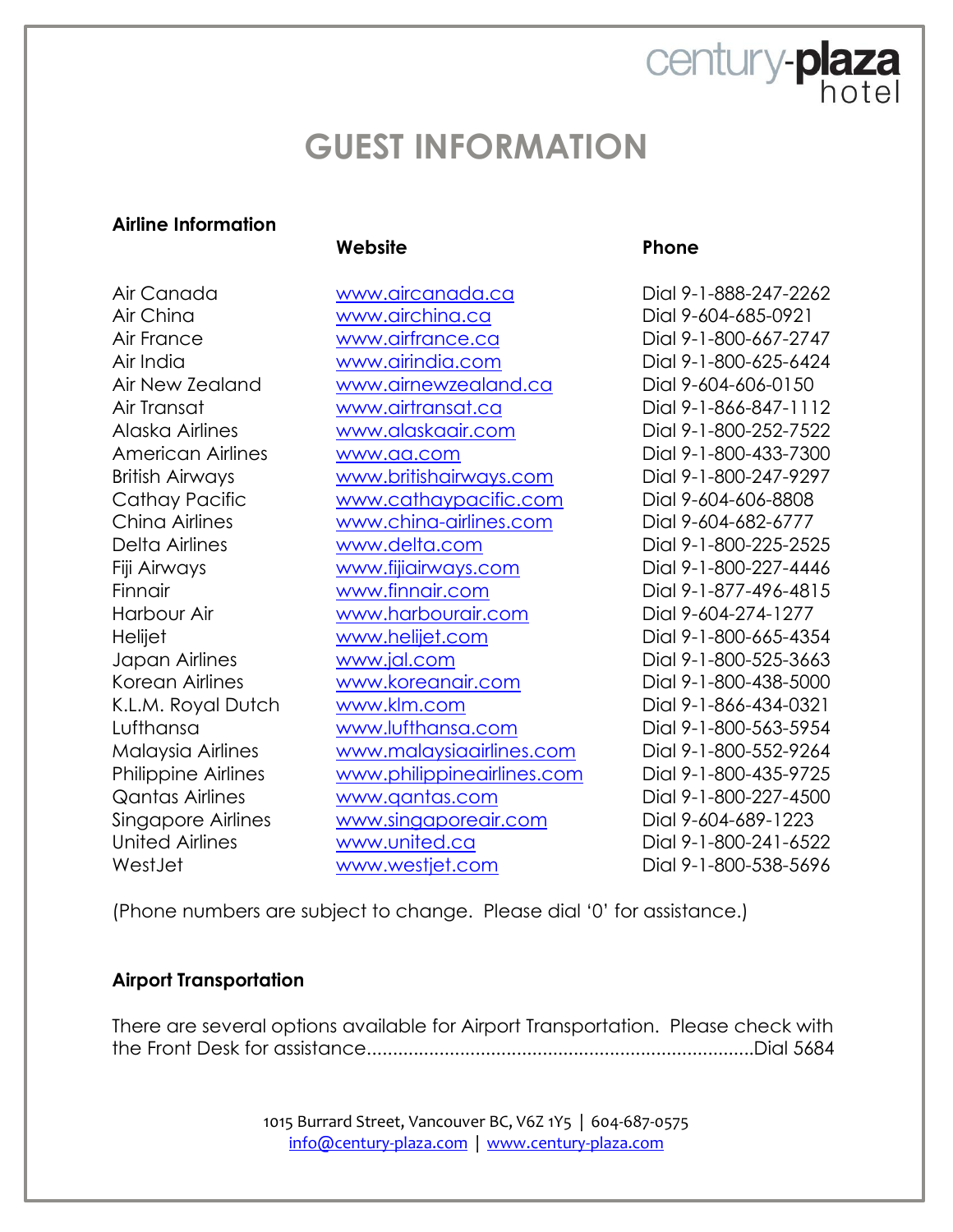# GUEST INFORMATION

**Airline Information**

| | **Website** | **Phone** |
|---|---|---|
| Air Canada | www.aircanada.ca | Dial 9-1-888-247-2262 |
| Air China | www.airchina.ca | Dial 9-604-685-0921 |
| Air France | www.airfrance.ca | Dial 9-1-800-667-2747 |
| Air India | www.airindia.com | Dial 9-1-800-625-6424 |
| Air New Zealand | www.airnewzealand.ca | Dial 9-604-606-0150 |
| Air Transat | www.airtransat.ca | Dial 9-1-866-847-1112 |
| Alaska Airlines | www.alaskaair.com | Dial 9-1-800-252-7522 |
| American Airlines | www.aa.com | Dial 9-1-800-433-7300 |
| British Airways | www.britishairways.com | Dial 9-1-800-247-9297 |
| Cathay Pacific | www.cathaypacific.com | Dial 9-604-606-8808 |
| China Airlines | www.china-airlines.com | Dial 9-604-682-6777 |
| Delta Airlines | www.delta.com | Dial 9-1-800-225-2525 |
| Fiji Airways | www.fijiairways.com | Dial 9-1-800-227-4446 |
| Finnair | www.finnair.com | Dial 9-1-877-496-4815 |
| Harbour Air | www.harbourair.com | Dial 9-604-274-1277 |
| Helijet | www.helijet.com | Dial 9-1-800-665-4354 |
| Japan Airlines | www.jal.com | Dial 9-1-800-525-3663 |
| Korean Airlines | www.koreanair.com | Dial 9-1-800-438-5000 |
| K.L.M. Royal Dutch | www.klm.com | Dial 9-1-866-434-0321 |
| Lufthansa | www.lufthansa.com | Dial 9-1-800-563-5954 |
| Malaysia Airlines | www.malaysiaairlines.com | Dial 9-1-800-552-9264 |
| Philippine Airlines | www.philippineairlines.com | Dial 9-1-800-435-9725 |
| Qantas Airlines | www.qantas.com | Dial 9-1-800-227-4500 |
| Singapore Airlines | www.singaporeair.com | Dial 9-604-689-1223 |
| United Airlines | www.united.ca | Dial 9-1-800-241-6522 |
| WestJet | www.westjet.com | Dial 9-1-800-538-5696 |

(Phone numbers are subject to change. Please dial '0' for assistance.)

**Airport Transportation**

There are several options available for Airport Transportation. Please check with the Front Desk for assistance..........................................................................Dial 5684

1015 Burrard Street, Vancouver BC, V6Z 1Y5 | 604-687-0575
info@century-plaza.com | www.century-plaza.com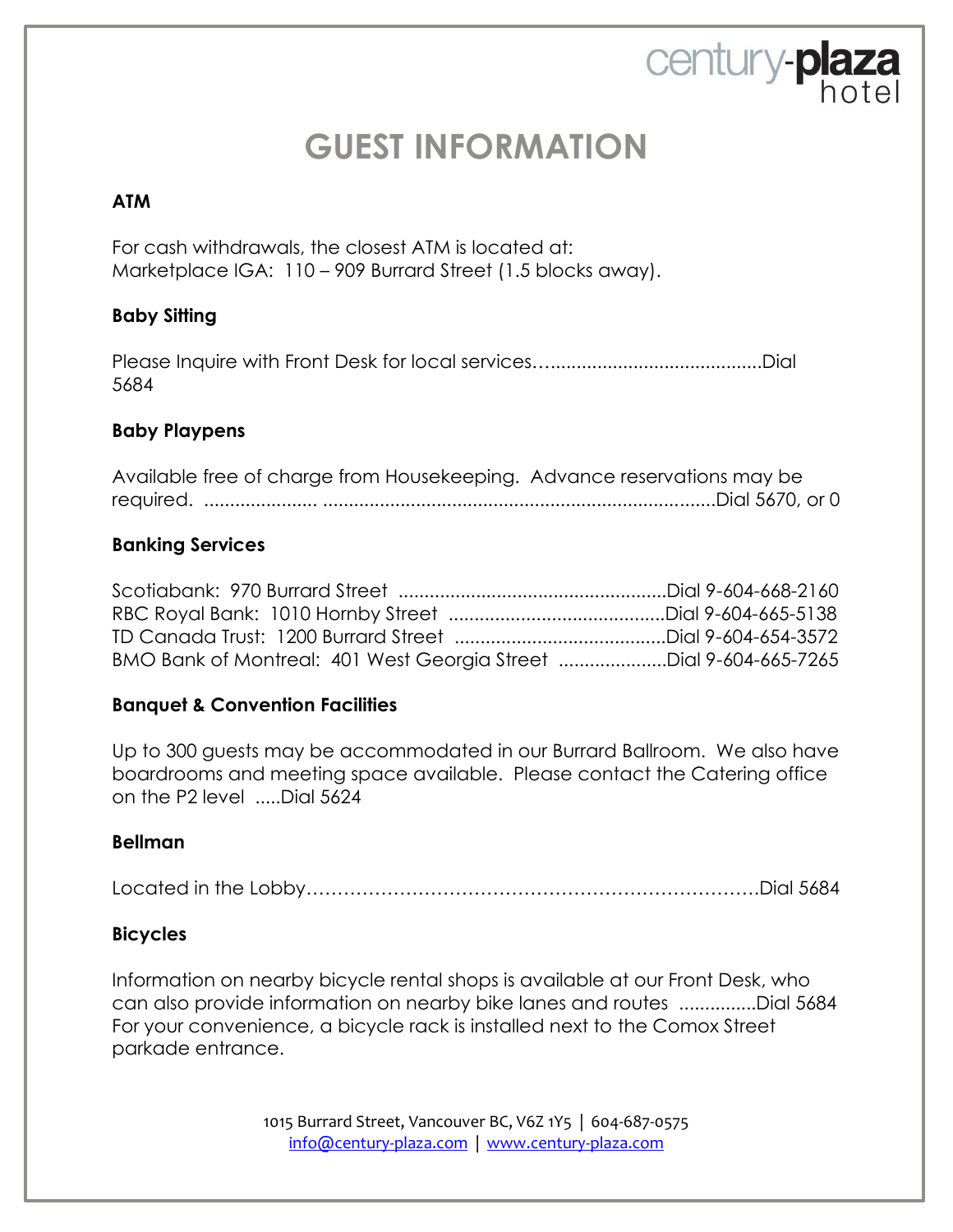# GUEST INFORMATION

### ATM

For cash withdrawals, the closest ATM is located at:
Marketplace IGA: 110 – 909 Burrard Street (1.5 blocks away).

### Baby Sitting

Please Inquire with Front Desk for local services…..........................................Dial 5684

### Baby Playpens

Available free of charge from Housekeeping. Advance reservations may be required. ...................... ............................................................................Dial 5670, or 0

### Banking Services

Scotiabank: 970 Burrard Street ....................................................Dial 9-604-668-2160
RBC Royal Bank: 1010 Hornby Street ..........................................Dial 9-604-665-5138
TD Canada Trust: 1200 Burrard Street .........................................Dial 9-604-654-3572
BMO Bank of Montreal: 401 West Georgia Street .....................Dial 9-604-665-7265

### Banquet & Convention Facilities

Up to 300 guests may be accommodated in our Burrard Ballroom. We also have boardrooms and meeting space available. Please contact the Catering office on the P2 level .....Dial 5624

### Bellman

Located in the Lobby……………………………………………………………….Dial 5684

### Bicycles

Information on nearby bicycle rental shops is available at our Front Desk, who can also provide information on nearby bike lanes and routes ...............Dial 5684
For your convenience, a bicycle rack is installed next to the Comox Street parkade entrance.

1015 Burrard Street, Vancouver BC, V6Z 1Y5 | 604-687-0575
info@century-plaza.com | www.century-plaza.com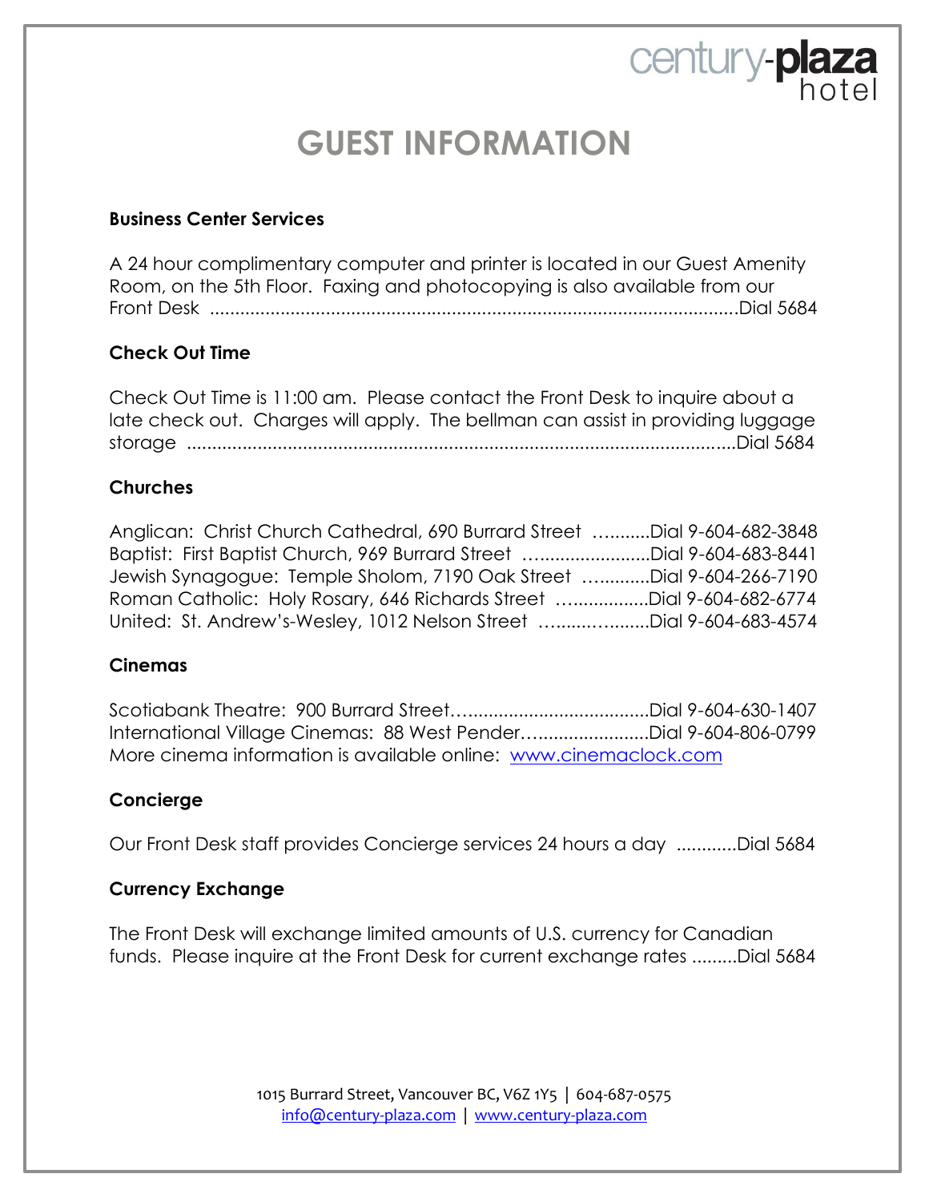# GUEST INFORMATION

### Business Center Services

A 24 hour complimentary computer and printer is located in our Guest Amenity Room, on the 5th Floor. Faxing and photocopying is also available from our Front Desk ..........................................................................................................Dial 5684

### Check Out Time

Check Out Time is 11:00 am. Please contact the Front Desk to inquire about a late check out. Charges will apply. The bellman can assist in providing luggage storage ..............................................................................................................Dial 5684

### Churches

Anglican: Christ Church Cathedral, 690 Burrard Street ...........Dial 9-604-682-3848
Baptist: First Baptist Church, 969 Burrard Street .........................Dial 9-604-683-8441
Jewish Synagogue: Temple Sholom, 7190 Oak Street .............Dial 9-604-266-7190
Roman Catholic: Holy Rosary, 646 Richards Street ..................Dial 9-604-682-6774
United: St. Andrew's-Wesley, 1012 Nelson Street ....................Dial 9-604-683-4574

### Cinemas

Scotiabank Theatre: 900 Burrard Street.......................................Dial 9-604-630-1407
International Village Cinemas: 88 West Pender.........................Dial 9-604-806-0799
More cinema information is available online: www.cinemaclock.com

### Concierge

Our Front Desk staff provides Concierge services 24 hours a day ............Dial 5684

### Currency Exchange

The Front Desk will exchange limited amounts of U.S. currency for Canadian funds. Please inquire at the Front Desk for current exchange rates .........Dial 5684

1015 Burrard Street, Vancouver BC, V6Z 1Y5 | 604-687-0575
info@century-plaza.com | www.century-plaza.com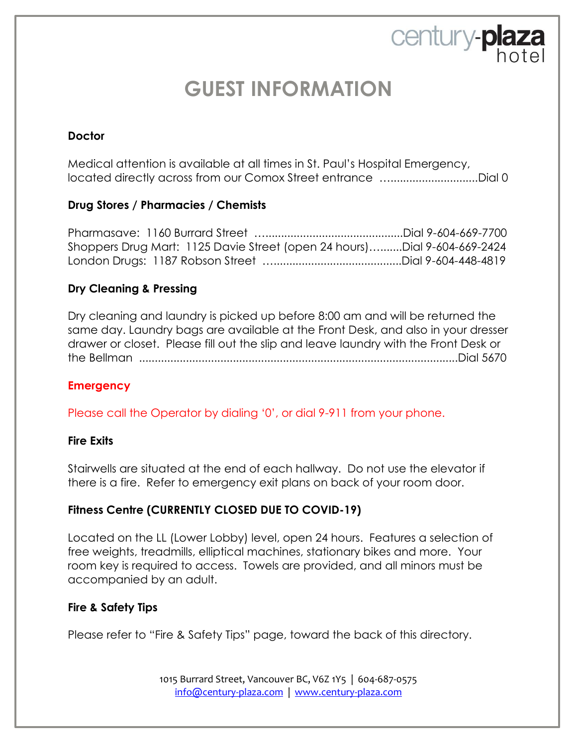# GUEST INFORMATION

### Doctor

Medical attention is available at all times in St. Paul's Hospital Emergency, located directly across from our Comox Street entrance ..............................Dial 0

### Drug Stores / Pharmacies / Chemists

Pharmasave: 1160 Burrard Street ..............................................Dial 9-604-669-7700
Shoppers Drug Mart: 1125 Davie Street (open 24 hours)..........Dial 9-604-669-2424
London Drugs: 1187 Robson Street ..........................................Dial 9-604-448-4819

### Dry Cleaning & Pressing

Dry cleaning and laundry is picked up before 8:00 am and will be returned the same day. Laundry bags are available at the Front Desk, and also in your dresser drawer or closet. Please fill out the slip and leave laundry with the Front Desk or the Bellman .....................................................................................................Dial 5670

### Emergency

Please call the Operator by dialing '0', or dial 9-911 from your phone.

### Fire Exits

Stairwells are situated at the end of each hallway. Do not use the elevator if there is a fire. Refer to emergency exit plans on back of your room door.

### Fitness Centre (CURRENTLY CLOSED DUE TO COVID-19)

Located on the LL (Lower Lobby) level, open 24 hours. Features a selection of free weights, treadmills, elliptical machines, stationary bikes and more. Your room key is required to access. Towels are provided, and all minors must be accompanied by an adult.

### Fire & Safety Tips

Please refer to "Fire & Safety Tips" page, toward the back of this directory.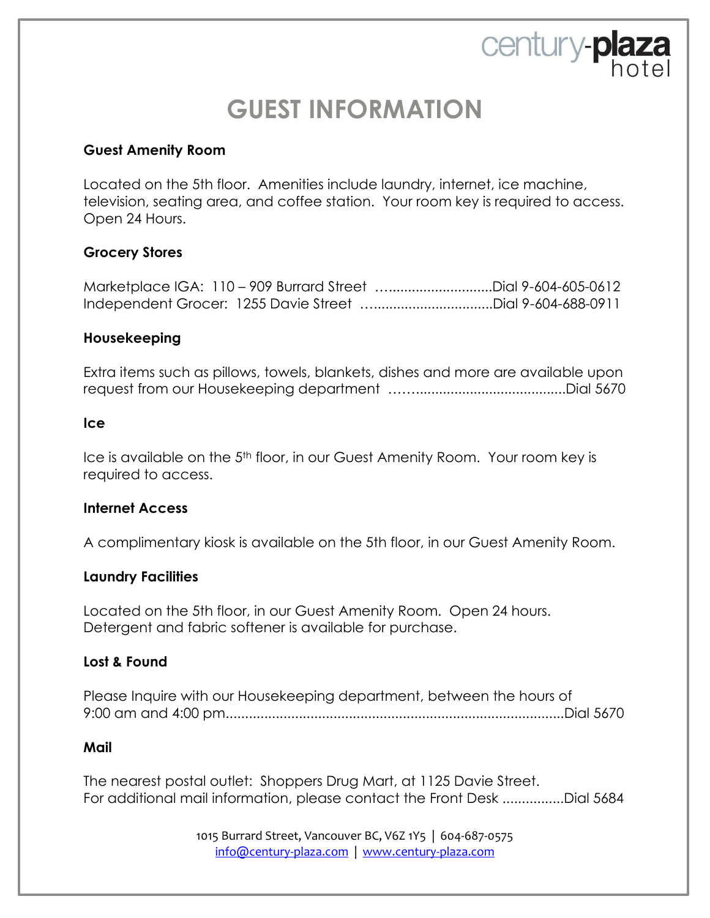century-**plaza** hotel

# GUEST INFORMATION

**Guest Amenity Room**

Located on the 5th floor. Amenities include laundry, internet, ice machine, television, seating area, and coffee station. Your room key is required to access. Open 24 Hours.

**Grocery Stores**

Marketplace IGA: 110 – 909 Burrard Street ............................Dial 9-604-605-0612
Independent Grocer: 1255 Davie Street ................................Dial 9-604-688-0911

**Housekeeping**

Extra items such as pillows, towels, blankets, dishes and more are available upon request from our Housekeeping department ...........................................Dial 5670

**Ice**

Ice is available on the 5th floor, in our Guest Amenity Room. Your room key is required to access.

**Internet Access**

A complimentary kiosk is available on the 5th floor, in our Guest Amenity Room.

**Laundry Facilities**

Located on the 5th floor, in our Guest Amenity Room. Open 24 hours.
Detergent and fabric softener is available for purchase.

**Lost & Found**

Please Inquire with our Housekeeping department, between the hours of 9:00 am and 4:00 pm.......................................................................................Dial 5670

**Mail**

The nearest postal outlet: Shoppers Drug Mart, at 1125 Davie Street.
For additional mail information, please contact the Front Desk ................Dial 5684

1015 Burrard Street, Vancouver BC, V6Z 1Y5 | 604-687-0575
info@century-plaza.com | www.century-plaza.com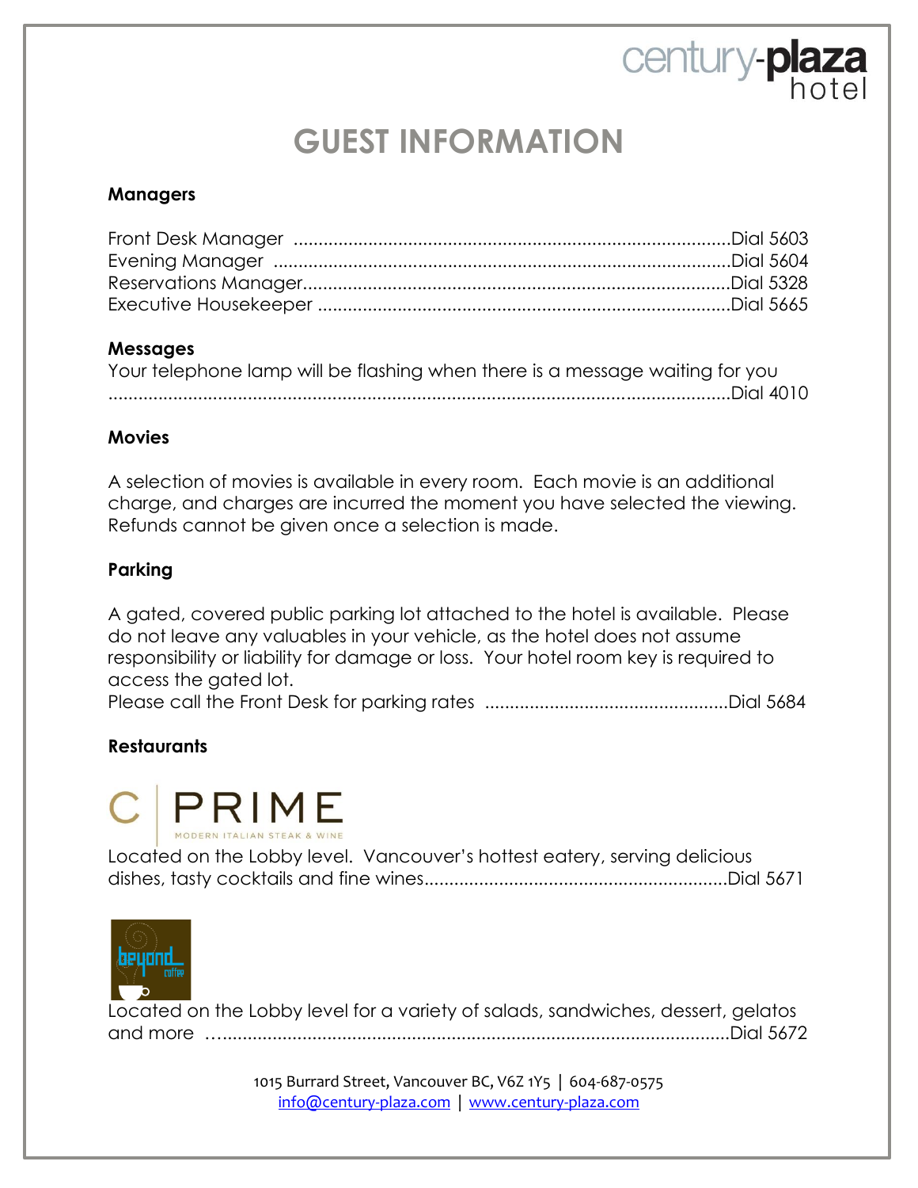century-plaza hotel

# GUEST INFORMATION

**Managers**

Front Desk Manager ........................................................................................Dial 5603
Evening Manager ............................................................................................Dial 5604
Reservations Manager......................................................................................Dial 5328
Executive Housekeeper ...................................................................................Dial 5665

**Messages**

Your telephone lamp will be flashing when there is a message waiting for you ...................................................................................................................................Dial 4010

**Movies**

A selection of movies is available in every room. Each movie is an additional charge, and charges are incurred the moment you have selected the viewing. Refunds cannot be given once a selection is made.

**Parking**

A gated, covered public parking lot attached to the hotel is available. Please do not leave any valuables in your vehicle, as the hotel does not assume responsibility or liability for damage or loss. Your hotel room key is required to access the gated lot.
Please call the Front Desk for parking rates ................................................Dial 5684

**Restaurants**

C | PRIME
MODERN ITALIAN STEAK & WINE

Located on the Lobby level. Vancouver's hottest eatery, serving delicious dishes, tasty cocktails and fine wines.............................................................Dial 5671

beyond coffee

Located on the Lobby level for a variety of salads, sandwiches, dessert, gelatos and more …......................................................................................................Dial 5672

1015 Burrard Street, Vancouver BC, V6Z 1Y5 | 604-687-0575
info@century-plaza.com | www.century-plaza.com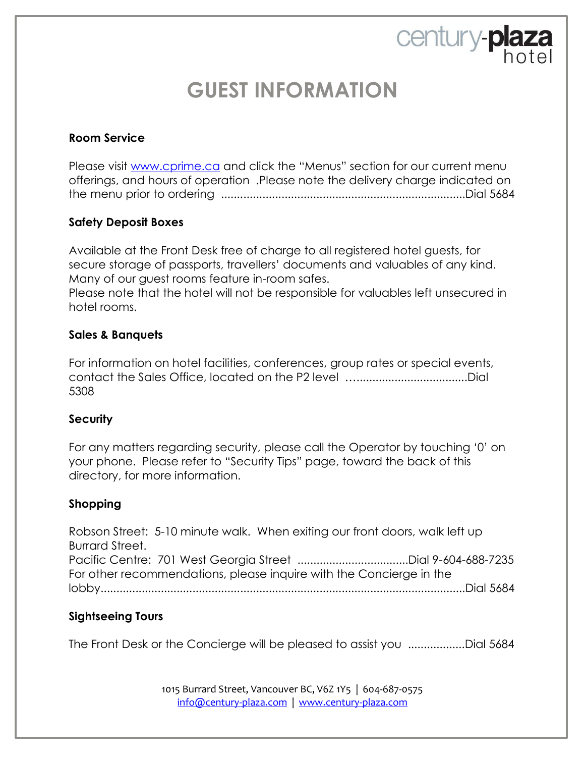century-plaza hotel

# GUEST INFORMATION

**Room Service**

Please visit www.cprime.ca and click the "Menus" section for our current menu offerings, and hours of operation .Please note the delivery charge indicated on the menu prior to ordering ............................................................................Dial 5684

**Safety Deposit Boxes**

Available at the Front Desk free of charge to all registered hotel guests, for secure storage of passports, travellers' documents and valuables of any kind. Many of our guest rooms feature in-room safes.
Please note that the hotel will not be responsible for valuables left unsecured in hotel rooms.

**Sales & Banquets**

For information on hotel facilities, conferences, group rates or special events, contact the Sales Office, located on the P2 level …...................................Dial 5308

**Security**

For any matters regarding security, please call the Operator by touching '0' on your phone. Please refer to "Security Tips" page, toward the back of this directory, for more information.

**Shopping**

Robson Street: 5-10 minute walk. When exiting our front doors, walk left up Burrard Street.
Pacific Centre: 701 West Georgia Street ..................................Dial 9-604-688-7235
For other recommendations, please inquire with the Concierge in the lobby...................................................................................................................Dial 5684

**Sightseeing Tours**

The Front Desk or the Concierge will be pleased to assist you ..................Dial 5684

1015 Burrard Street, Vancouver BC, V6Z 1Y5 | 604-687-0575
info@century-plaza.com | www.century-plaza.com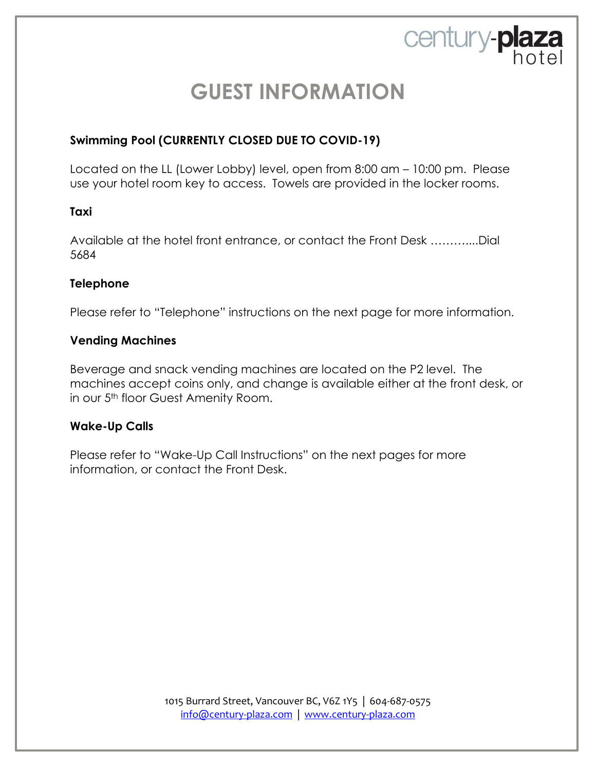century-plaza hotel

# GUEST INFORMATION

### Swimming Pool (CURRENTLY CLOSED DUE TO COVID-19)

Located on the LL (Lower Lobby) level, open from 8:00 am – 10:00 pm. Please use your hotel room key to access. Towels are provided in the locker rooms.

### Taxi

Available at the hotel front entrance, or contact the Front Desk ………...Dial 5684

### Telephone

Please refer to "Telephone" instructions on the next page for more information.

### Vending Machines

Beverage and snack vending machines are located on the P2 level. The machines accept coins only, and change is available either at the front desk, or in our 5th floor Guest Amenity Room.

### Wake-Up Calls

Please refer to "Wake-Up Call Instructions" on the next pages for more information, or contact the Front Desk.

1015 Burrard Street, Vancouver BC, V6Z 1Y5 | 604-687-0575
info@century-plaza.com | www.century-plaza.com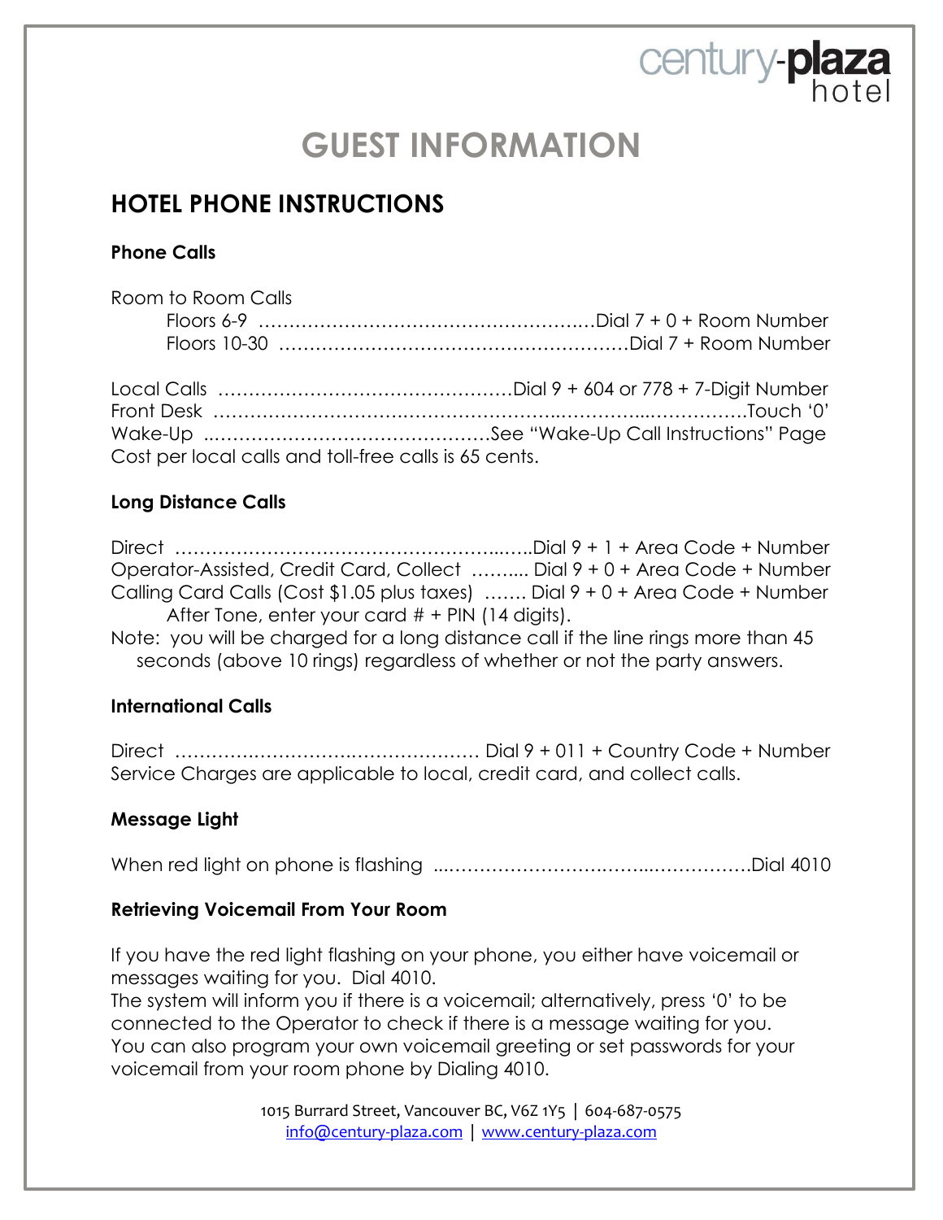century-plaza hotel

# GUEST INFORMATION

## HOTEL PHONE INSTRUCTIONS

### Phone Calls

Room to Room Calls

- Floors 6-9 ……………………………………………Dial 7 + 0 + Room Number
- Floors 10-30 ……………………………………………Dial 7 + Room Number

Local Calls ……………………………………Dial 9 + 604 or 778 + 7-Digit Number
Front Desk ……………………………………………………………Touch '0'
Wake-Up ……………………………………See "Wake-Up Call Instructions" Page
Cost per local calls and toll-free calls is 65 cents.

### Long Distance Calls

Direct ……………………………………………Dial 9 + 1 + Area Code + Number
Operator-Assisted, Credit Card, Collect ……... Dial 9 + 0 + Area Code + Number
Calling Card Calls (Cost $1.05 plus taxes) ……. Dial 9 + 0 + Area Code + Number
After Tone, enter your card # + PIN (14 digits).
Note: you will be charged for a long distance call if the line rings more than 45 seconds (above 10 rings) regardless of whether or not the party answers.

### International Calls

Direct …………………………………… Dial 9 + 011 + Country Code + Number
Service Charges are applicable to local, credit card, and collect calls.

### Message Light

When red light on phone is flashing ……………………………………Dial 4010

### Retrieving Voicemail From Your Room

If you have the red light flashing on your phone, you either have voicemail or messages waiting for you. Dial 4010.
The system will inform you if there is a voicemail; alternatively, press '0' to be connected to the Operator to check if there is a message waiting for you.
You can also program your own voicemail greeting or set passwords for your voicemail from your room phone by Dialing 4010.

1015 Burrard Street, Vancouver BC, V6Z 1Y5 | 604-687-0575
info@century-plaza.com | www.century-plaza.com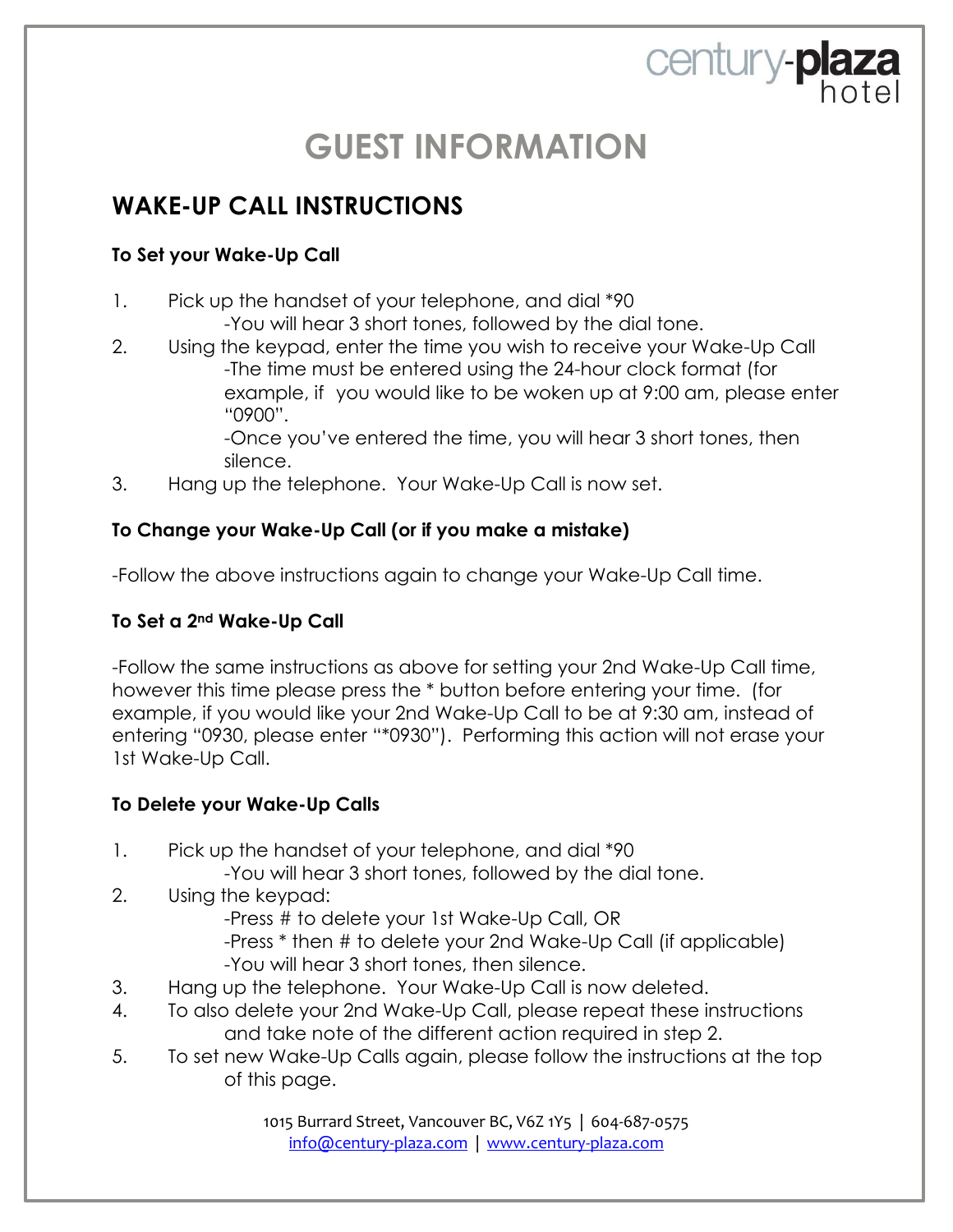century-**plaza** hotel

# GUEST INFORMATION

## WAKE-UP CALL INSTRUCTIONS

**To Set your Wake-Up Call**

1. Pick up the handset of your telephone, and dial *90
   -You will hear 3 short tones, followed by the dial tone.
2. Using the keypad, enter the time you wish to receive your Wake-Up Call
   -The time must be entered using the 24-hour clock format (for example, if you would like to be woken up at 9:00 am, please enter "0900".
   -Once you've entered the time, you will hear 3 short tones, then silence.
3. Hang up the telephone. Your Wake-Up Call is now set.

**To Change your Wake-Up Call (or if you make a mistake)**

-Follow the above instructions again to change your Wake-Up Call time.

**To Set a 2nd Wake-Up Call**

-Follow the same instructions as above for setting your 2nd Wake-Up Call time, however this time please press the * button before entering your time. (for example, if you would like your 2nd Wake-Up Call to be at 9:30 am, instead of entering "0930, please enter "*0930"). Performing this action will not erase your 1st Wake-Up Call.

**To Delete your Wake-Up Calls**

1. Pick up the handset of your telephone, and dial *90
   -You will hear 3 short tones, followed by the dial tone.
2. Using the keypad:
   -Press # to delete your 1st Wake-Up Call, OR
   -Press * then # to delete your 2nd Wake-Up Call (if applicable)
   -You will hear 3 short tones, then silence.
3. Hang up the telephone. Your Wake-Up Call is now deleted.
4. To also delete your 2nd Wake-Up Call, please repeat these instructions and take note of the different action required in step 2.
5. To set new Wake-Up Calls again, please follow the instructions at the top of this page.

1015 Burrard Street, Vancouver BC, V6Z 1Y5 | 604-687-0575
info@century-plaza.com | www.century-plaza.com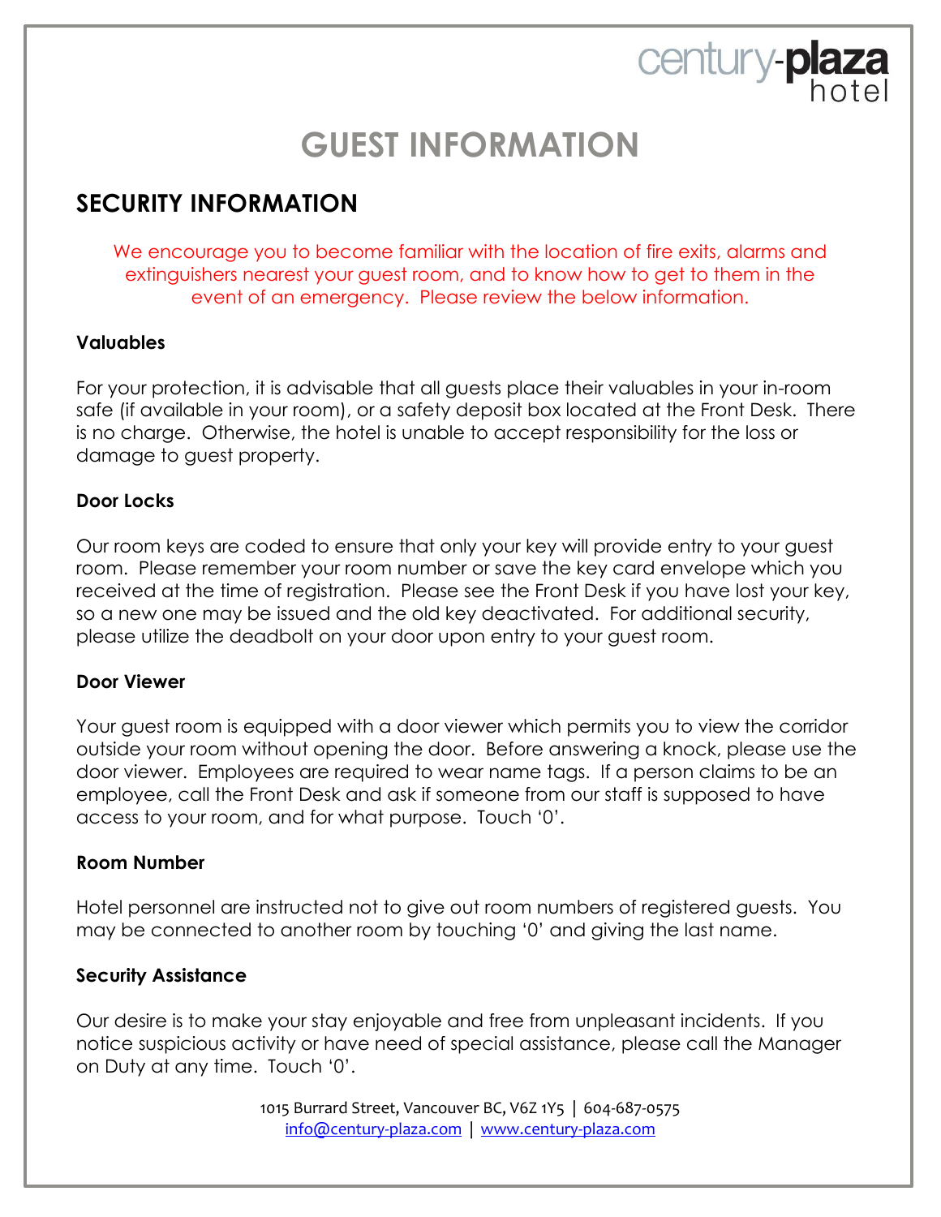century-plaza hotel

# GUEST INFORMATION

## SECURITY INFORMATION

We encourage you to become familiar with the location of fire exits, alarms and extinguishers nearest your guest room, and to know how to get to them in the event of an emergency. Please review the below information.

### Valuables

For your protection, it is advisable that all guests place their valuables in your in-room safe (if available in your room), or a safety deposit box located at the Front Desk. There is no charge. Otherwise, the hotel is unable to accept responsibility for the loss or damage to guest property.

### Door Locks

Our room keys are coded to ensure that only your key will provide entry to your guest room. Please remember your room number or save the key card envelope which you received at the time of registration. Please see the Front Desk if you have lost your key, so a new one may be issued and the old key deactivated. For additional security, please utilize the deadbolt on your door upon entry to your guest room.

### Door Viewer

Your guest room is equipped with a door viewer which permits you to view the corridor outside your room without opening the door. Before answering a knock, please use the door viewer. Employees are required to wear name tags. If a person claims to be an employee, call the Front Desk and ask if someone from our staff is supposed to have access to your room, and for what purpose. Touch '0'.

### Room Number

Hotel personnel are instructed not to give out room numbers of registered guests. You may be connected to another room by touching '0' and giving the last name.

### Security Assistance

Our desire is to make your stay enjoyable and free from unpleasant incidents. If you notice suspicious activity or have need of special assistance, please call the Manager on Duty at any time. Touch '0'.

1015 Burrard Street, Vancouver BC, V6Z 1Y5 | 604-687-0575
info@century-plaza.com | www.century-plaza.com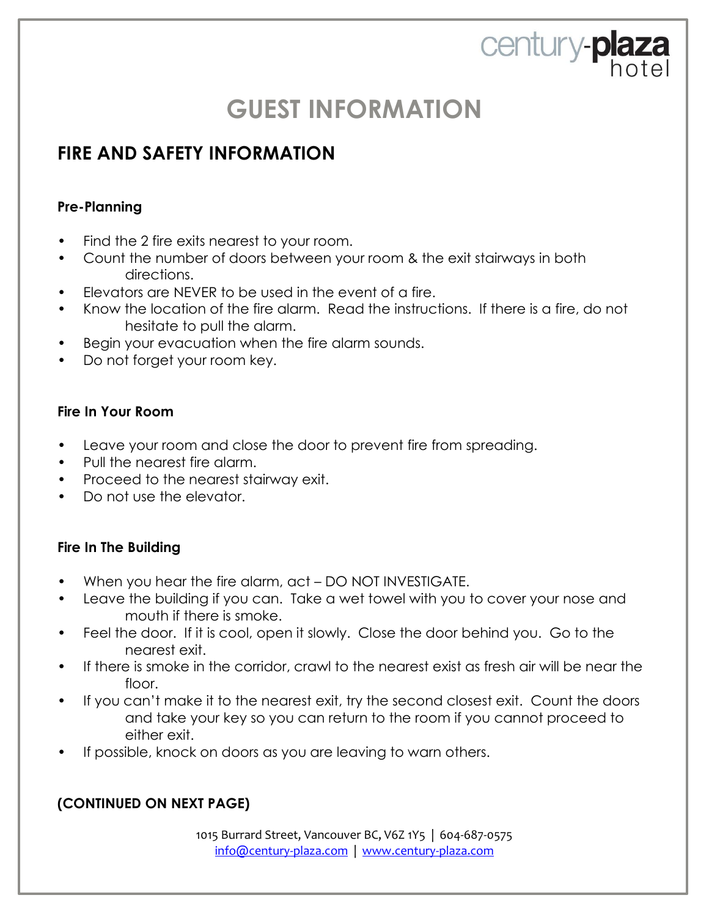century-plaza hotel

# GUEST INFORMATION

## FIRE AND SAFETY INFORMATION

### Pre-Planning

- Find the 2 fire exits nearest to your room.
- Count the number of doors between your room & the exit stairways in both directions.
- Elevators are NEVER to be used in the event of a fire.
- Know the location of the fire alarm. Read the instructions. If there is a fire, do not hesitate to pull the alarm.
- Begin your evacuation when the fire alarm sounds.
- Do not forget your room key.

### Fire In Your Room

- Leave your room and close the door to prevent fire from spreading.
- Pull the nearest fire alarm.
- Proceed to the nearest stairway exit.
- Do not use the elevator.

### Fire In The Building

- When you hear the fire alarm, act – DO NOT INVESTIGATE.
- Leave the building if you can. Take a wet towel with you to cover your nose and mouth if there is smoke.
- Feel the door. If it is cool, open it slowly. Close the door behind you. Go to the nearest exit.
- If there is smoke in the corridor, crawl to the nearest exist as fresh air will be near the floor.
- If you can't make it to the nearest exit, try the second closest exit. Count the doors and take your key so you can return to the room if you cannot proceed to either exit.
- If possible, knock on doors as you are leaving to warn others.

**(CONTINUED ON NEXT PAGE)**

1015 Burrard Street, Vancouver BC, V6Z 1Y5 | 604-687-0575
info@century-plaza.com | www.century-plaza.com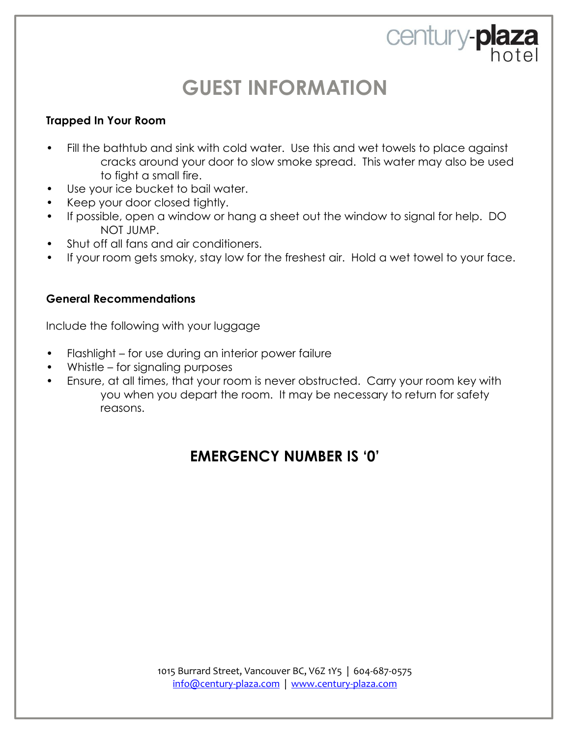century-**plaza**
hotel

# GUEST INFORMATION

**Trapped In Your Room**

- Fill the bathtub and sink with cold water. Use this and wet towels to place against cracks around your door to slow smoke spread. This water may also be used to fight a small fire.
- Use your ice bucket to bail water.
- Keep your door closed tightly.
- If possible, open a window or hang a sheet out the window to signal for help. DO NOT JUMP.
- Shut off all fans and air conditioners.
- If your room gets smoky, stay low for the freshest air. Hold a wet towel to your face.

**General Recommendations**

Include the following with your luggage

- Flashlight – for use during an interior power failure
- Whistle – for signaling purposes
- Ensure, at all times, that your room is never obstructed. Carry your room key with you when you depart the room. It may be necessary to return for safety reasons.

## EMERGENCY NUMBER IS '0'

1015 Burrard Street, Vancouver BC, V6Z 1Y5 | 604-687-0575
info@century-plaza.com | www.century-plaza.com